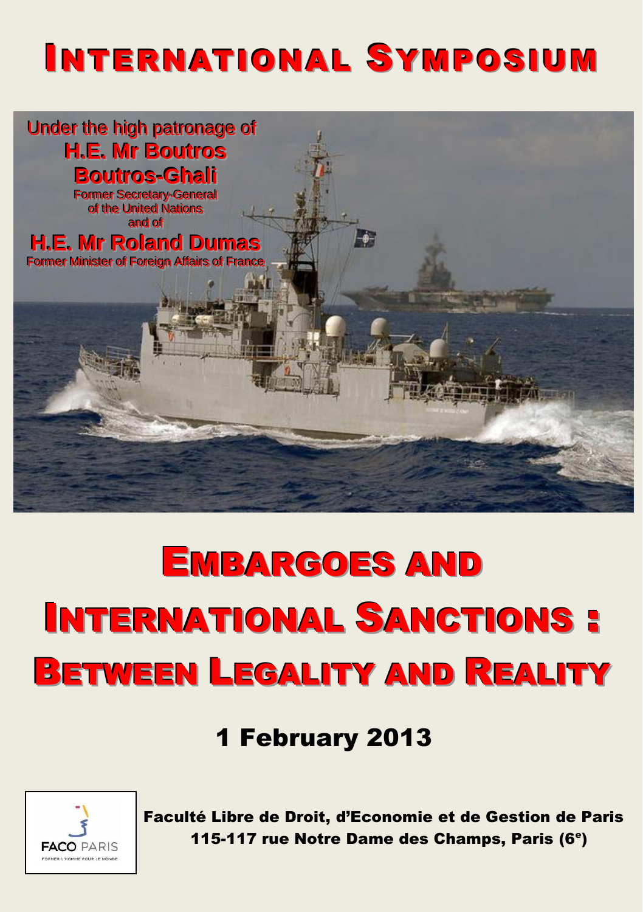# International Symposium

Under the high patronage of

**H.E. Mr Boutros Boutros-Ghali**

Former Secretary-General of the United Nations

and of

**H.E. Mr Roland Dumas**

Former Minister of Foreign Affairs of France

# Embargoes and International Sanctions : Between Legality and Reality

## 1 February 2013

FACO PARIS

FORMER L'HOMME POUR LE MONDE

**Faculté Libre de Droit, d'Economie et de Gestion de Paris**

**115-117 rue Notre Dame des Champs, Paris (6e)**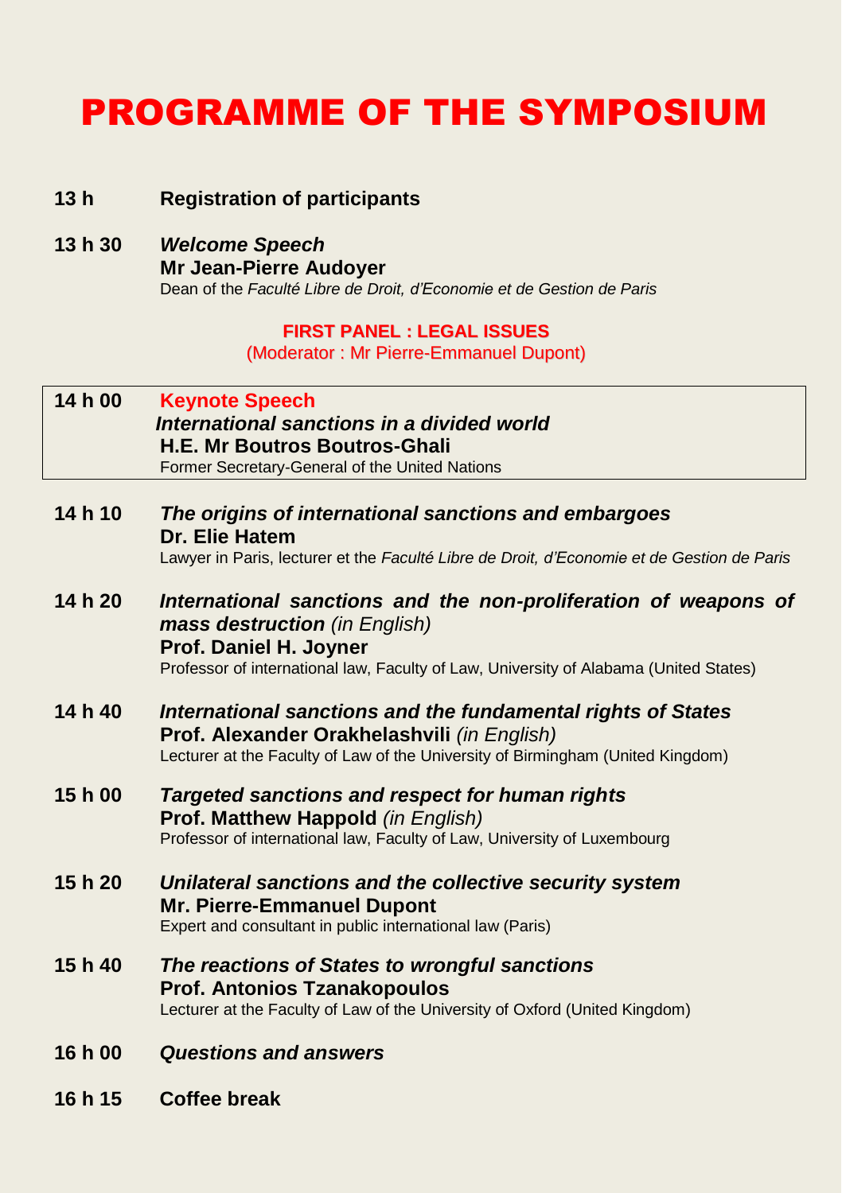# PROGRAMME OF THE SYMPOSIUM

**13 h** **Registration of participants**

**13 h 30** ***Welcome Speech***
**Mr Jean-Pierre Audoyer**
Dean of the *Faculté Libre de Droit, d'Economie et de Gestion de Paris*

**FIRST PANEL : LEGAL ISSUES**
(Moderator : Mr Pierre-Emmanuel Dupont)

**14 h 00** **Keynote Speech**
***International sanctions in a divided world***
**H.E. Mr Boutros Boutros-Ghali**
Former Secretary-General of the United Nations

**14 h 10** ***The origins of international sanctions and embargoes***
**Dr. Elie Hatem**
Lawyer in Paris, lecturer et the *Faculté Libre de Droit, d'Economie et de Gestion de Paris*

**14 h 20** ***International sanctions and the non-proliferation of weapons of mass destruction*** *(in English)*
**Prof. Daniel H. Joyner**
Professor of international law, Faculty of Law, University of Alabama (United States)

**14 h 40** ***International sanctions and the fundamental rights of States***
**Prof. Alexander Orakhelashvili** *(in English)*
Lecturer at the Faculty of Law of the University of Birmingham (United Kingdom)

**15 h 00** ***Targeted sanctions and respect for human rights***
**Prof. Matthew Happold** *(in English)*
Professor of international law, Faculty of Law, University of Luxembourg

**15 h 20** ***Unilateral sanctions and the collective security system***
**Mr. Pierre-Emmanuel Dupont**
Expert and consultant in public international law (Paris)

**15 h 40** ***The reactions of States to wrongful sanctions***
**Prof. Antonios Tzanakopoulos**
Lecturer at the Faculty of Law of the University of Oxford (United Kingdom)

**16 h 00** ***Questions and answers***

**16 h 15** **Coffee break**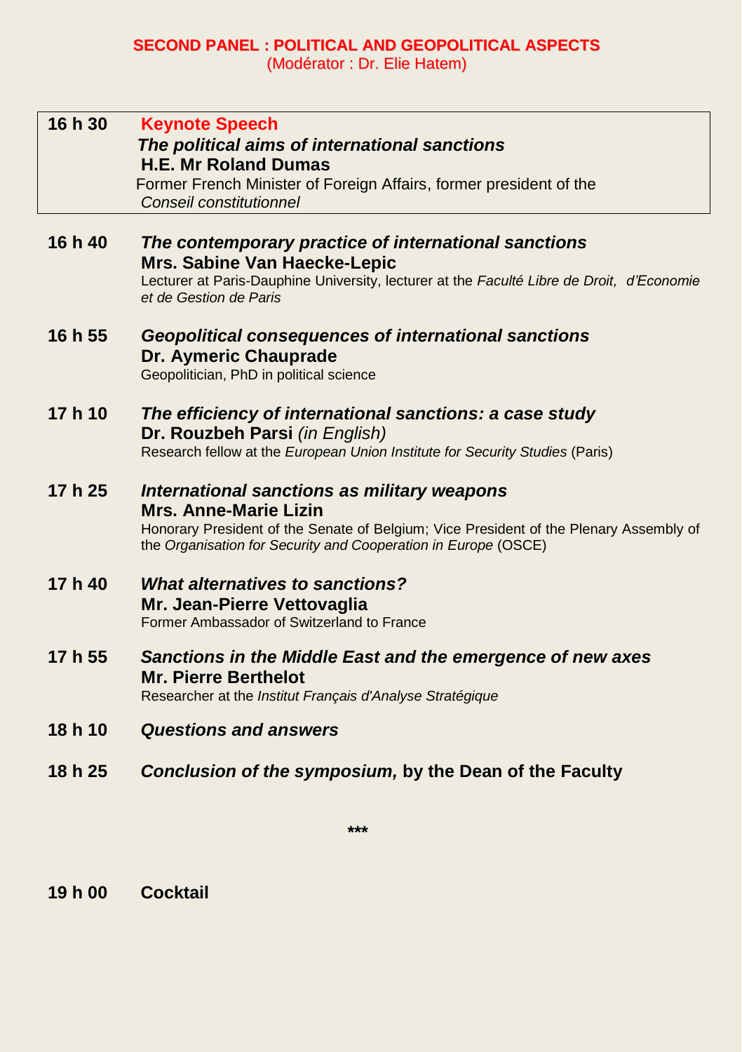## SECOND PANEL : POLITICAL AND GEOPOLITICAL ASPECTS

(Modérator : Dr. Elie Hatem)

**16 h 30** **Keynote Speech**
***The political aims of international sanctions***
**H.E. Mr Roland Dumas**
Former French Minister of Foreign Affairs, former president of the *Conseil constitutionnel*

**16 h 40** ***The contemporary practice of international sanctions***
**Mrs. Sabine Van Haecke-Lepic**
Lecturer at Paris-Dauphine University, lecturer at the *Faculté Libre de Droit, d'Economie et de Gestion de Paris*

**16 h 55** ***Geopolitical consequences of international sanctions***
**Dr. Aymeric Chauprade**
Geopolitician, PhD in political science

**17 h 10** ***The efficiency of international sanctions: a case study***
**Dr. Rouzbeh Parsi** *(in English)*
Research fellow at the *European Union Institute for Security Studies* (Paris)

**17 h 25** ***International sanctions as military weapons***
**Mrs. Anne-Marie Lizin**
Honorary President of the Senate of Belgium; Vice President of the Plenary Assembly of the *Organisation for Security and Cooperation in Europe* (OSCE)

**17 h 40** ***What alternatives to sanctions?***
**Mr. Jean-Pierre Vettovaglia**
Former Ambassador of Switzerland to France

**17 h 55** ***Sanctions in the Middle East and the emergence of new axes***
**Mr. Pierre Berthelot**
Researcher at the *Institut Français d'Analyse Stratégique*

**18 h 10** ***Questions and answers***

**18 h 25** ***Conclusion of the symposium,*** **by the Dean of the Faculty**

***

**19 h 00** **Cocktail**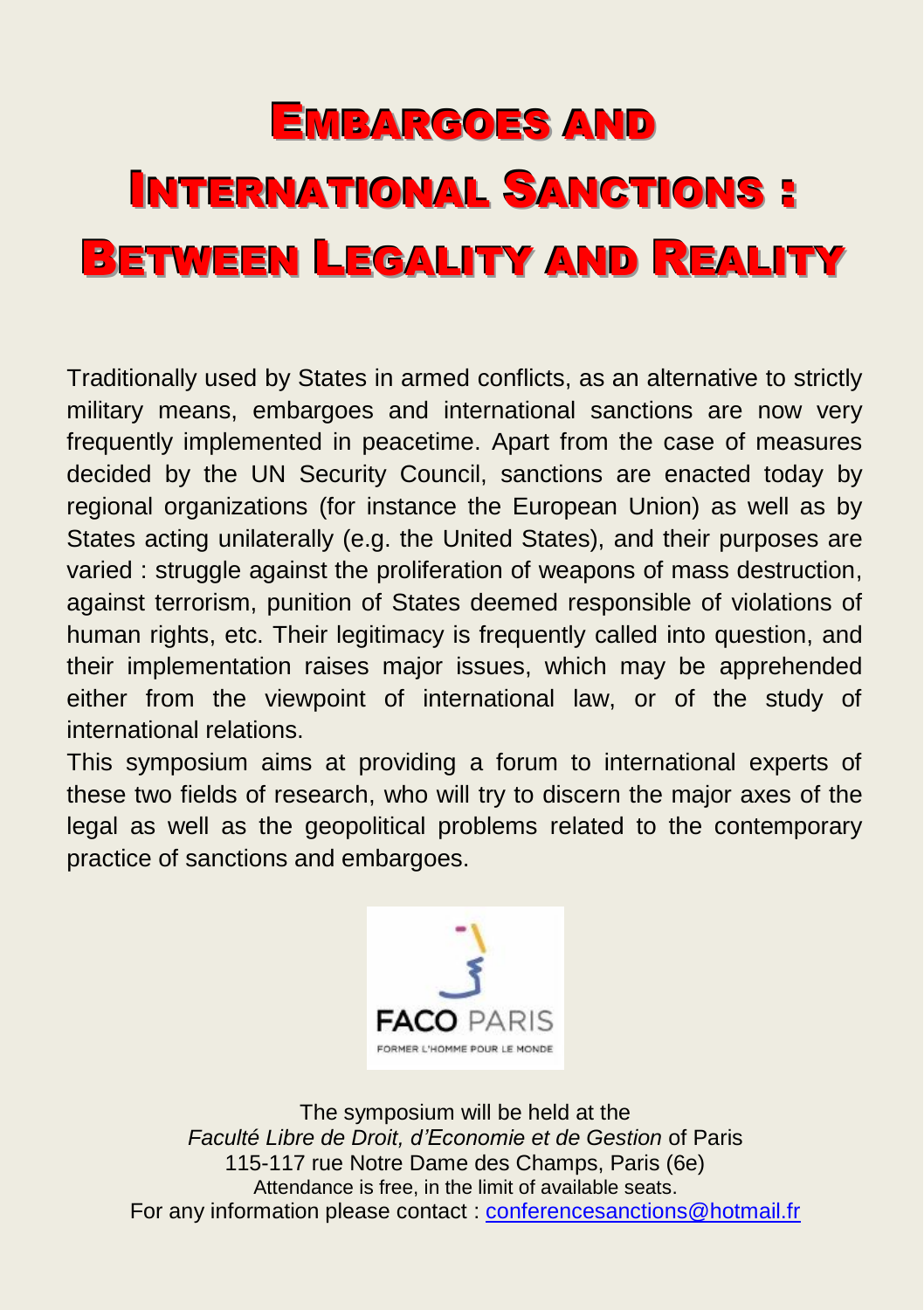# Embargoes and International Sanctions : Between Legality and Reality

Traditionally used by States in armed conflicts, as an alternative to strictly military means, embargoes and international sanctions are now very frequently implemented in peacetime. Apart from the case of measures decided by the UN Security Council, sanctions are enacted today by regional organizations (for instance the European Union) as well as by States acting unilaterally (e.g. the United States), and their purposes are varied : struggle against the proliferation of weapons of mass destruction, against terrorism, punition of States deemed responsible of violations of human rights, etc. Their legitimacy is frequently called into question, and their implementation raises major issues, which may be apprehended either from the viewpoint of international law, or of the study of international relations.

This symposium aims at providing a forum to international experts of these two fields of research, who will try to discern the major axes of the legal as well as the geopolitical problems related to the contemporary practice of sanctions and embargoes.

FACO PARIS

FORMER L'HOMME POUR LE MONDE

The symposium will be held at the
*Faculté Libre de Droit, d'Economie et de Gestion* of Paris
115-117 rue Notre Dame des Champs, Paris (6e)
Attendance is free, in the limit of available seats.
For any information please contact : conferencesanctions@hotmail.fr